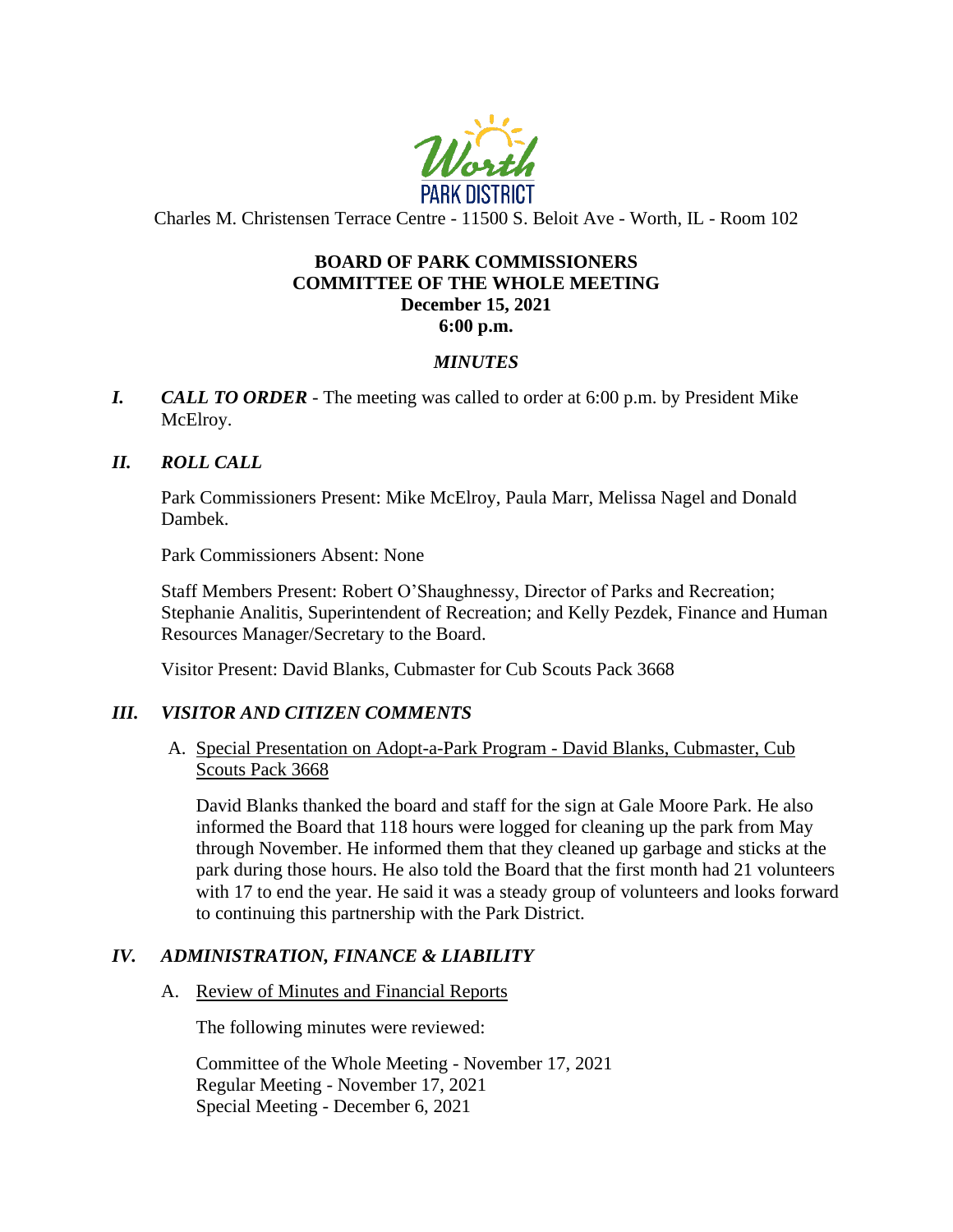Worth PARK DISTRICT

Charles M. Christensen Terrace Centre - 11500 S. Beloit Ave - Worth, IL - Room 102

**BOARD OF PARK COMMISSIONERS**
**COMMITTEE OF THE WHOLE MEETING**
**December 15, 2021**
**6:00 p.m.**

***MINUTES***

***I. CALL TO ORDER*** - The meeting was called to order at 6:00 p.m. by President Mike McElroy.

***II. ROLL CALL***

Park Commissioners Present: Mike McElroy, Paula Marr, Melissa Nagel and Donald Dambek.

Park Commissioners Absent: None

Staff Members Present: Robert O'Shaughnessy, Director of Parks and Recreation; Stephanie Analitis, Superintendent of Recreation; and Kelly Pezdek, Finance and Human Resources Manager/Secretary to the Board.

Visitor Present: David Blanks, Cubmaster for Cub Scouts Pack 3668

***III. VISITOR AND CITIZEN COMMENTS***

A. <u>Special Presentation on Adopt-a-Park Program - David Blanks, Cubmaster, Cub Scouts Pack 3668</u>

David Blanks thanked the board and staff for the sign at Gale Moore Park. He also informed the Board that 118 hours were logged for cleaning up the park from May through November. He informed them that they cleaned up garbage and sticks at the park during those hours. He also told the Board that the first month had 21 volunteers with 17 to end the year. He said it was a steady group of volunteers and looks forward to continuing this partnership with the Park District.

***IV. ADMINISTRATION, FINANCE & LIABILITY***

A. <u>Review of Minutes and Financial Reports</u>

The following minutes were reviewed:

Committee of the Whole Meeting - November 17, 2021
Regular Meeting - November 17, 2021
Special Meeting - December 6, 2021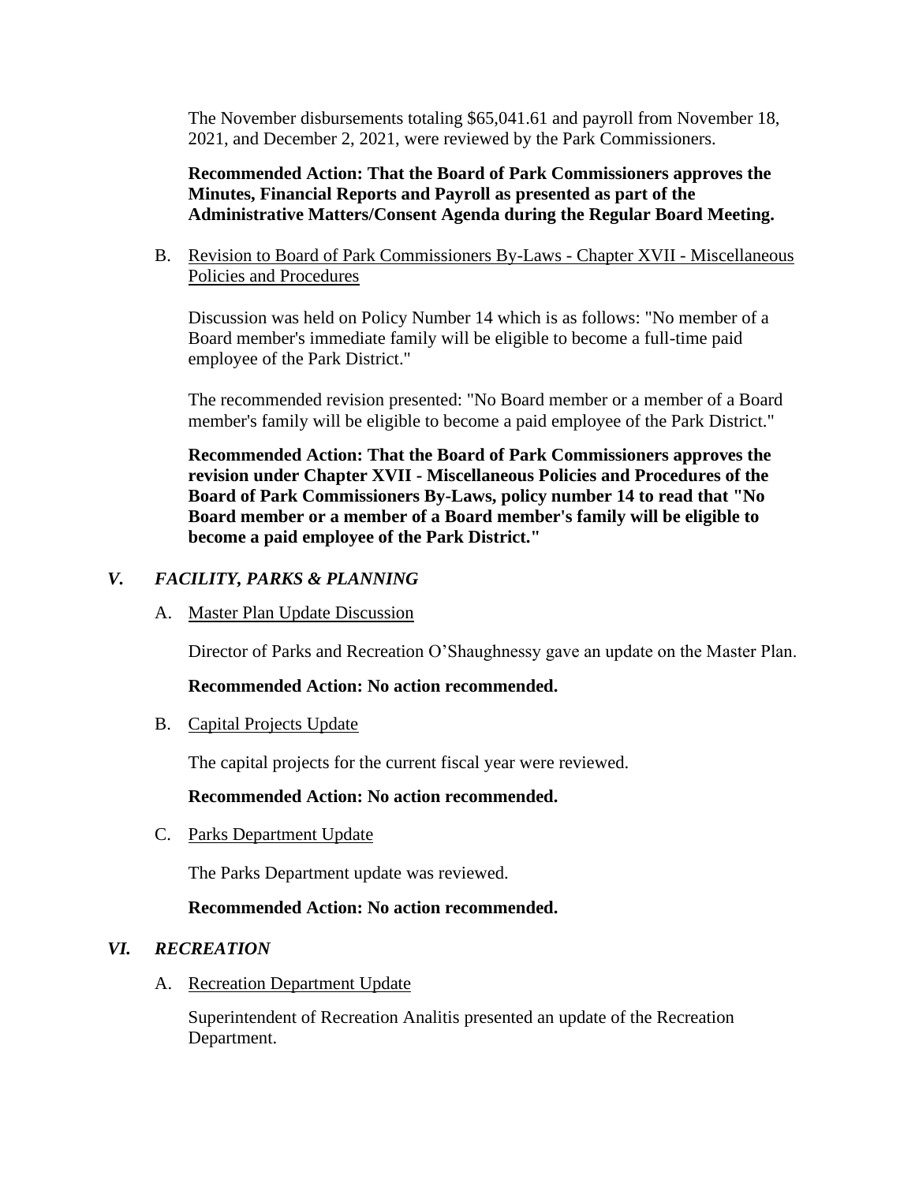The November disbursements totaling $65,041.61 and payroll from November 18, 2021, and December 2, 2021, were reviewed by the Park Commissioners.

**Recommended Action: That the Board of Park Commissioners approves the Minutes, Financial Reports and Payroll as presented as part of the Administrative Matters/Consent Agenda during the Regular Board Meeting.**

B. Revision to Board of Park Commissioners By-Laws - Chapter XVII - Miscellaneous Policies and Procedures

Discussion was held on Policy Number 14 which is as follows: "No member of a Board member's immediate family will be eligible to become a full-time paid employee of the Park District."

The recommended revision presented: "No Board member or a member of a Board member's family will be eligible to become a paid employee of the Park District."

**Recommended Action: That the Board of Park Commissioners approves the revision under Chapter XVII - Miscellaneous Policies and Procedures of the Board of Park Commissioners By-Laws, policy number 14 to read that "No Board member or a member of a Board member's family will be eligible to become a paid employee of the Park District."**

## *V. FACILITY, PARKS & PLANNING*

A. Master Plan Update Discussion

Director of Parks and Recreation O'Shaughnessy gave an update on the Master Plan.

**Recommended Action: No action recommended.**

B. Capital Projects Update

The capital projects for the current fiscal year were reviewed.

**Recommended Action: No action recommended.**

C. Parks Department Update

The Parks Department update was reviewed.

**Recommended Action: No action recommended.**

## *VI. RECREATION*

A. Recreation Department Update

Superintendent of Recreation Analitis presented an update of the Recreation Department.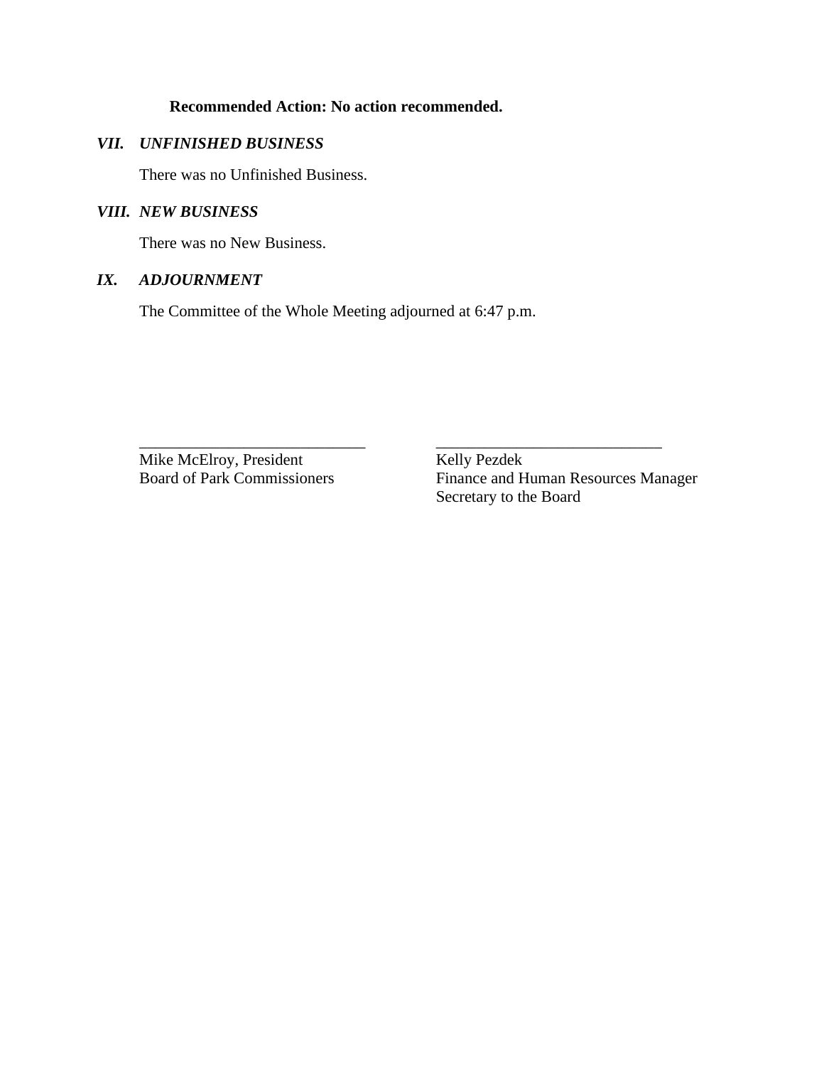**Recommended Action: No action recommended.**

## *VII. UNFINISHED BUSINESS*

There was no Unfinished Business.

## *VIII. NEW BUSINESS*

There was no New Business.

## *IX. ADJOURNMENT*

The Committee of the Whole Meeting adjourned at 6:47 p.m.

\_\_\_\_\_\_\_\_\_\_\_\_\_\_\_\_\_\_\_\_\_\_\_\_\_\_\_\_
Mike McElroy, President
Board of Park Commissioners

\_\_\_\_\_\_\_\_\_\_\_\_\_\_\_\_\_\_\_\_\_\_\_\_\_\_\_\_
Kelly Pezdek
Finance and Human Resources Manager
Secretary to the Board